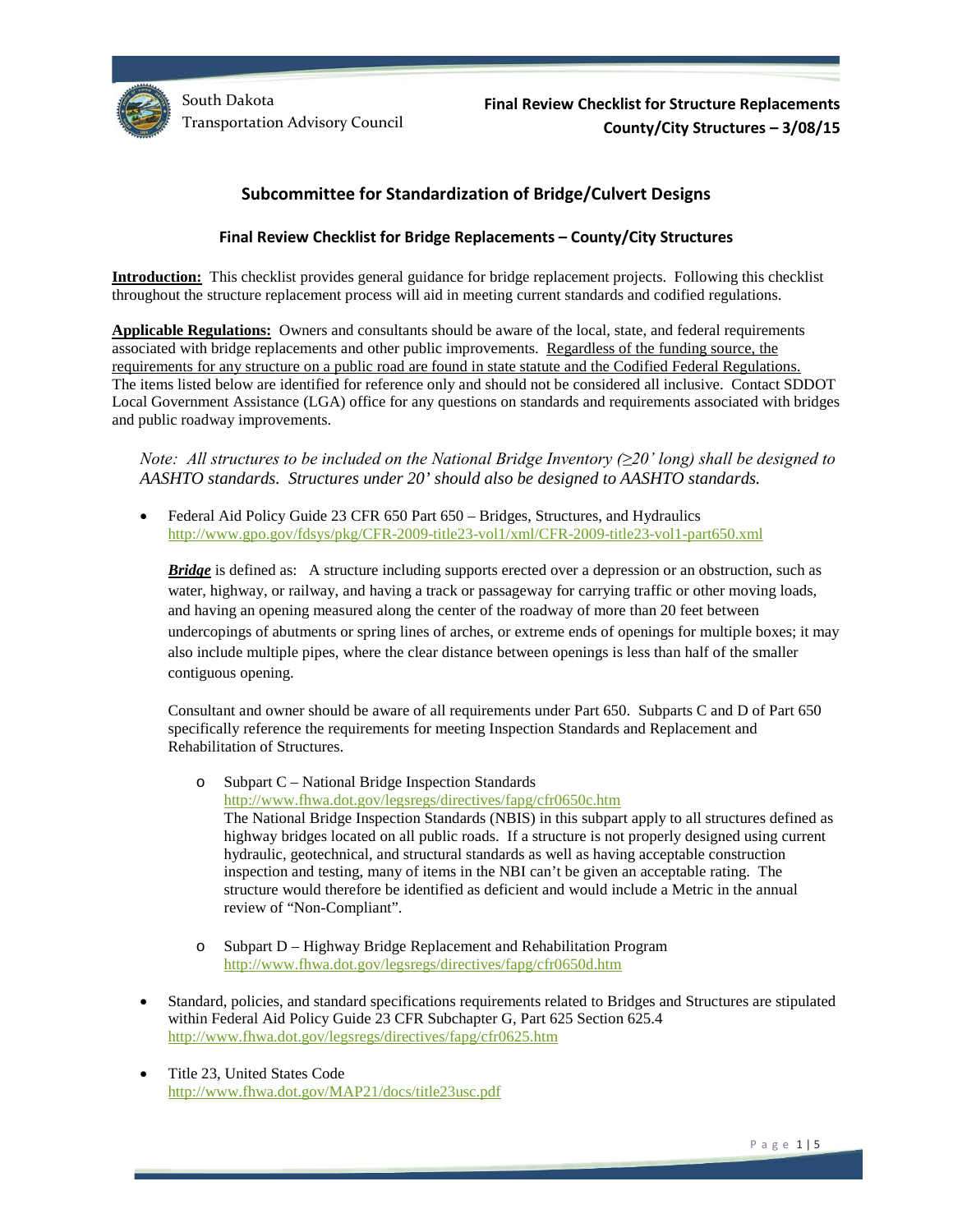South Dakota
Transportation Advisory Council

**Final Review Checklist for Structure Replacements**
**County/City Structures – 3/08/15**

## Subcommittee for Standardization of Bridge/Culvert Designs

### Final Review Checklist for Bridge Replacements – County/City Structures

**Introduction:** This checklist provides general guidance for bridge replacement projects. Following this checklist throughout the structure replacement process will aid in meeting current standards and codified regulations.

**Applicable Regulations:** Owners and consultants should be aware of the local, state, and federal requirements associated with bridge replacements and other public improvements. Regardless of the funding source, the requirements for any structure on a public road are found in state statute and the Codified Federal Regulations. The items listed below are identified for reference only and should not be considered all inclusive. Contact SDDOT Local Government Assistance (LGA) office for any questions on standards and requirements associated with bridges and public roadway improvements.

*Note: All structures to be included on the National Bridge Inventory (≥20' long) shall be designed to AASHTO standards. Structures under 20' should also be designed to AASHTO standards.*

- Federal Aid Policy Guide 23 CFR 650 Part 650 – Bridges, Structures, and Hydraulics
  http://www.gpo.gov/fdsys/pkg/CFR-2009-title23-vol1/xml/CFR-2009-title23-vol1-part650.xml

  ***Bridge*** is defined as: A structure including supports erected over a depression or an obstruction, such as water, highway, or railway, and having a track or passageway for carrying traffic or other moving loads, and having an opening measured along the center of the roadway of more than 20 feet between undercopings of abutments or spring lines of arches, or extreme ends of openings for multiple boxes; it may also include multiple pipes, where the clear distance between openings is less than half of the smaller contiguous opening.

  Consultant and owner should be aware of all requirements under Part 650. Subparts C and D of Part 650 specifically reference the requirements for meeting Inspection Standards and Replacement and Rehabilitation of Structures.

  - Subpart C – National Bridge Inspection Standards
    http://www.fhwa.dot.gov/legsregs/directives/fapg/cfr0650c.htm
    The National Bridge Inspection Standards (NBIS) in this subpart apply to all structures defined as highway bridges located on all public roads. If a structure is not properly designed using current hydraulic, geotechnical, and structural standards as well as having acceptable construction inspection and testing, many of items in the NBI can't be given an acceptable rating. The structure would therefore be identified as deficient and would include a Metric in the annual review of "Non-Compliant".

  - Subpart D – Highway Bridge Replacement and Rehabilitation Program
    http://www.fhwa.dot.gov/legsregs/directives/fapg/cfr0650d.htm

- Standard, policies, and standard specifications requirements related to Bridges and Structures are stipulated within Federal Aid Policy Guide 23 CFR Subchapter G, Part 625 Section 625.4
  http://www.fhwa.dot.gov/legsregs/directives/fapg/cfr0625.htm

- Title 23, United States Code
  http://www.fhwa.dot.gov/MAP21/docs/title23usc.pdf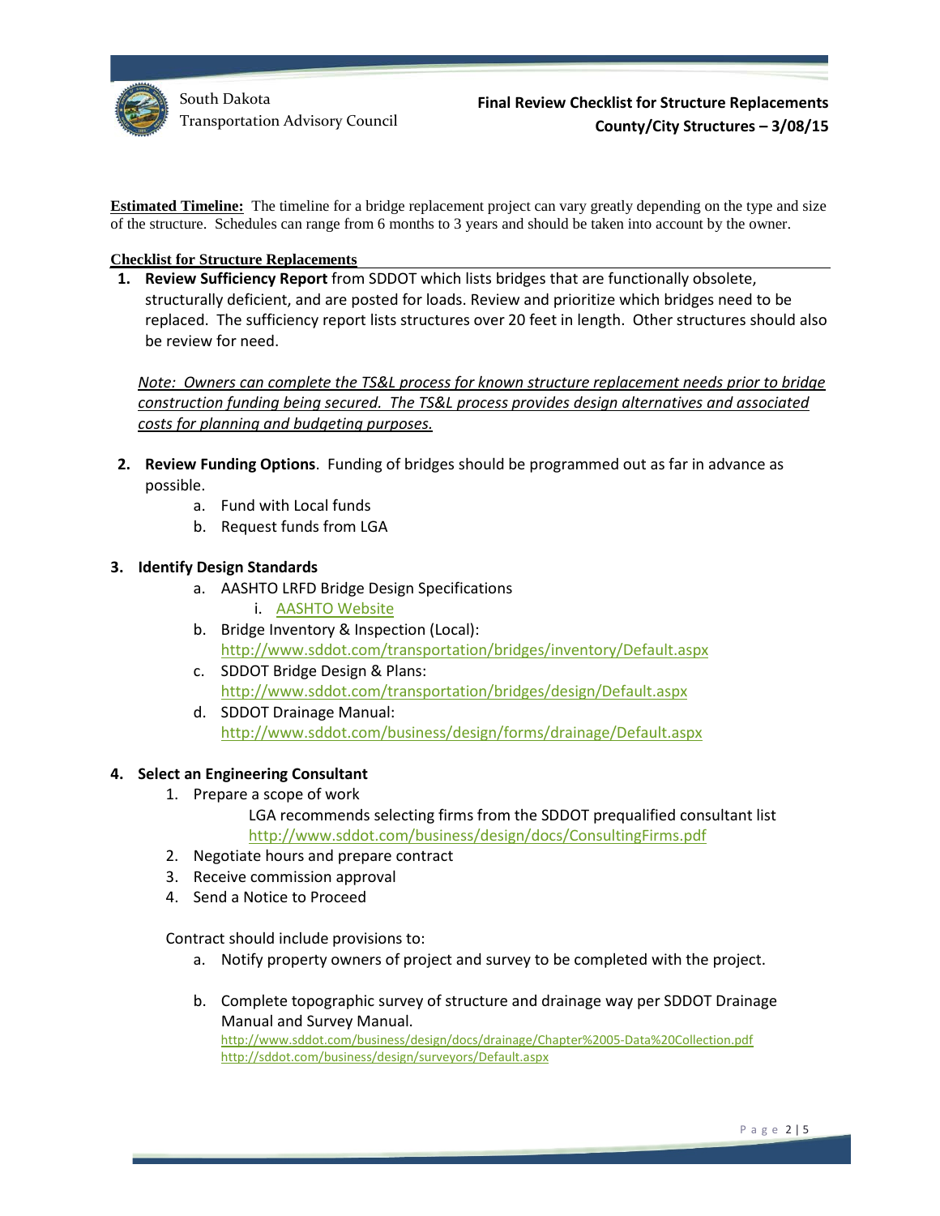**Estimated Timeline:** The timeline for a bridge replacement project can vary greatly depending on the type and size of the structure. Schedules can range from 6 months to 3 years and should be taken into account by the owner.

**Checklist for Structure Replacements**

1. **Review Sufficiency Report** from SDDOT which lists bridges that are functionally obsolete, structurally deficient, and are posted for loads. Review and prioritize which bridges need to be replaced. The sufficiency report lists structures over 20 feet in length. Other structures should also be review for need.

   *Note: Owners can complete the TS&L process for known structure replacement needs prior to bridge construction funding being secured. The TS&L process provides design alternatives and associated costs for planning and budgeting purposes.*

2. **Review Funding Options**. Funding of bridges should be programmed out as far in advance as possible.
   a. Fund with Local funds
   b. Request funds from LGA

3. **Identify Design Standards**
   a. AASHTO LRFD Bridge Design Specifications
      i. AASHTO Website
   b. Bridge Inventory & Inspection (Local): http://www.sddot.com/transportation/bridges/inventory/Default.aspx
   c. SDDOT Bridge Design & Plans: http://www.sddot.com/transportation/bridges/design/Default.aspx
   d. SDDOT Drainage Manual: http://www.sddot.com/business/design/forms/drainage/Default.aspx

4. **Select an Engineering Consultant**
   1. Prepare a scope of work

      LGA recommends selecting firms from the SDDOT prequalified consultant list http://www.sddot.com/business/design/docs/ConsultingFirms.pdf
   2. Negotiate hours and prepare contract
   3. Receive commission approval
   4. Send a Notice to Proceed

   Contract should include provisions to:

   a. Notify property owners of project and survey to be completed with the project.

   b. Complete topographic survey of structure and drainage way per SDDOT Drainage Manual and Survey Manual.
      http://www.sddot.com/business/design/docs/drainage/Chapter%2005-Data%20Collection.pdf
      http://sddot.com/business/design/surveyors/Default.aspx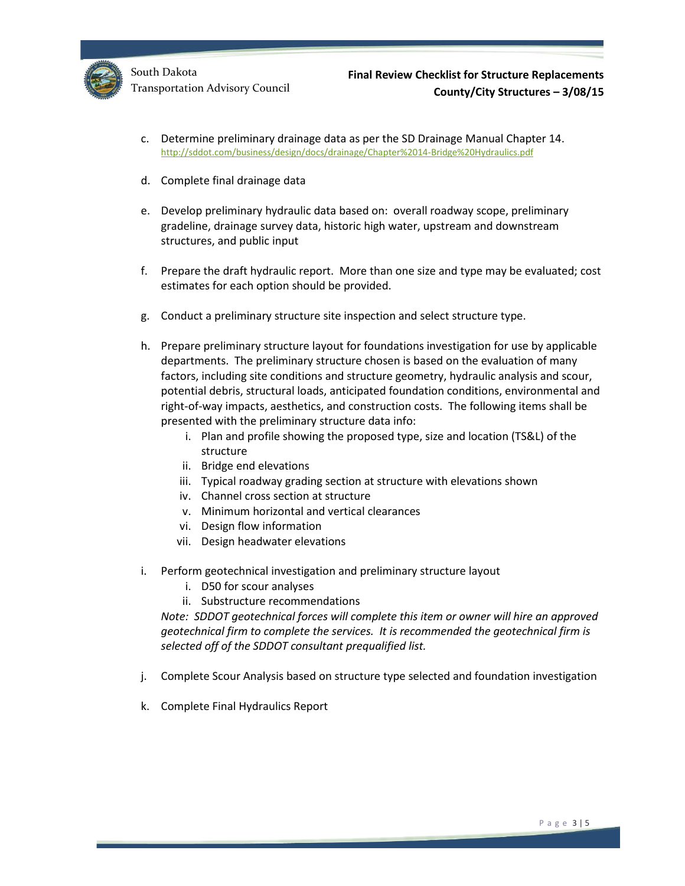c. Determine preliminary drainage data as per the SD Drainage Manual Chapter 14. http://sddot.com/business/design/docs/drainage/Chapter%2014-Bridge%20Hydraulics.pdf

d. Complete final drainage data

e. Develop preliminary hydraulic data based on: overall roadway scope, preliminary gradeline, drainage survey data, historic high water, upstream and downstream structures, and public input

f. Prepare the draft hydraulic report. More than one size and type may be evaluated; cost estimates for each option should be provided.

g. Conduct a preliminary structure site inspection and select structure type.

h. Prepare preliminary structure layout for foundations investigation for use by applicable departments. The preliminary structure chosen is based on the evaluation of many factors, including site conditions and structure geometry, hydraulic analysis and scour, potential debris, structural loads, anticipated foundation conditions, environmental and right-of-way impacts, aesthetics, and construction costs. The following items shall be presented with the preliminary structure data info:
   - i. Plan and profile showing the proposed type, size and location (TS&L) of the structure
   - ii. Bridge end elevations
   - iii. Typical roadway grading section at structure with elevations shown
   - iv. Channel cross section at structure
   - v. Minimum horizontal and vertical clearances
   - vi. Design flow information
   - vii. Design headwater elevations

i. Perform geotechnical investigation and preliminary structure layout
   - i. D50 for scour analyses
   - ii. Substructure recommendations

   *Note: SDDOT geotechnical forces will complete this item or owner will hire an approved geotechnical firm to complete the services. It is recommended the geotechnical firm is selected off of the SDDOT consultant prequalified list.*

j. Complete Scour Analysis based on structure type selected and foundation investigation

k. Complete Final Hydraulics Report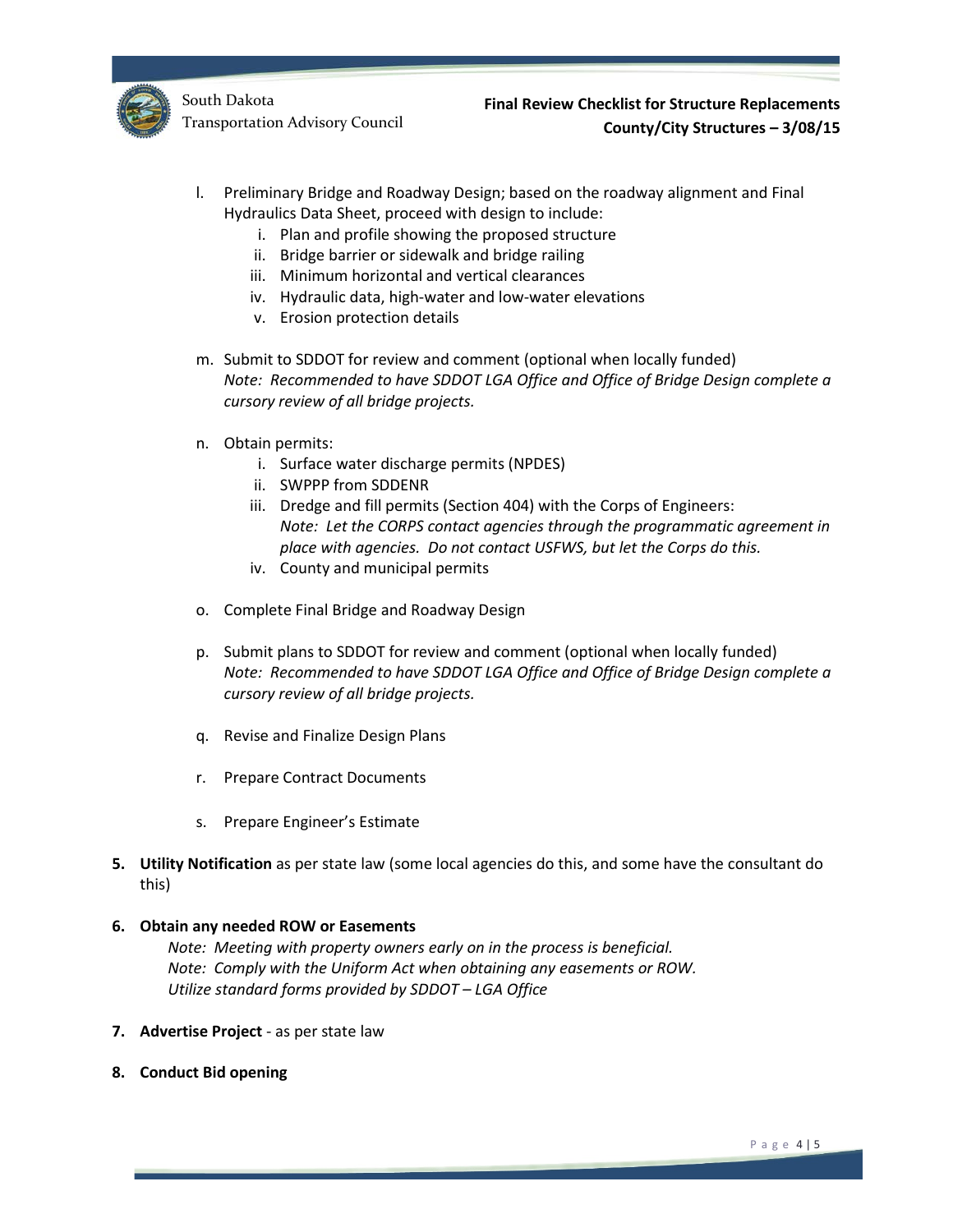l. Preliminary Bridge and Roadway Design; based on the roadway alignment and Final Hydraulics Data Sheet, proceed with design to include:
    i. Plan and profile showing the proposed structure
    ii. Bridge barrier or sidewalk and bridge railing
    iii. Minimum horizontal and vertical clearances
    iv. Hydraulic data, high-water and low-water elevations
    v. Erosion protection details

m. Submit to SDDOT for review and comment (optional when locally funded)
   *Note: Recommended to have SDDOT LGA Office and Office of Bridge Design complete a cursory review of all bridge projects.*

n. Obtain permits:
    i. Surface water discharge permits (NPDES)
    ii. SWPPP from SDDENR
    iii. Dredge and fill permits (Section 404) with the Corps of Engineers:
       *Note: Let the CORPS contact agencies through the programmatic agreement in place with agencies. Do not contact USFWS, but let the Corps do this.*
    iv. County and municipal permits

o. Complete Final Bridge and Roadway Design

p. Submit plans to SDDOT for review and comment (optional when locally funded)
   *Note: Recommended to have SDDOT LGA Office and Office of Bridge Design complete a cursory review of all bridge projects.*

q. Revise and Finalize Design Plans

r. Prepare Contract Documents

s. Prepare Engineer's Estimate

5. **Utility Notification** as per state law (some local agencies do this, and some have the consultant do this)

6. **Obtain any needed ROW or Easements**
   *Note: Meeting with property owners early on in the process is beneficial.*
   *Note: Comply with the Uniform Act when obtaining any easements or ROW.*
   *Utilize standard forms provided by SDDOT – LGA Office*

7. **Advertise Project** - as per state law

8. **Conduct Bid opening**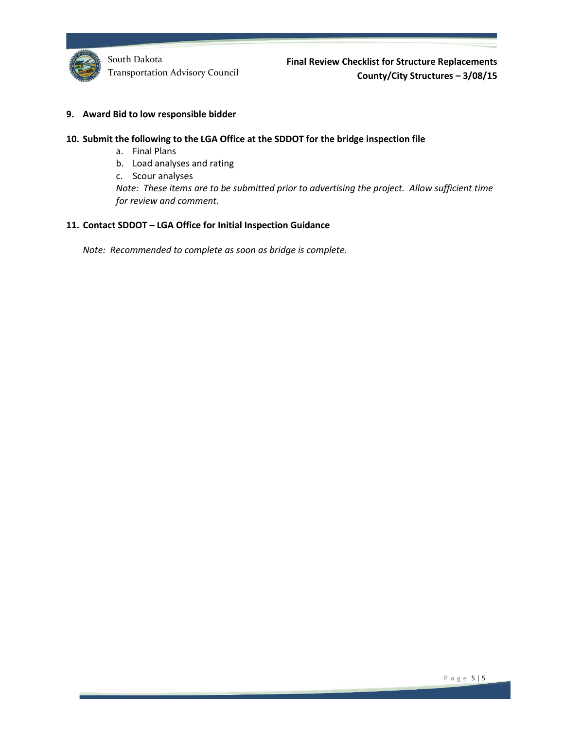**9. Award Bid to low responsible bidder**

**10. Submit the following to the LGA Office at the SDDOT for the bridge inspection file**

a. Final Plans
b. Load analyses and rating
c. Scour analyses

*Note: These items are to be submitted prior to advertising the project. Allow sufficient time for review and comment.*

**11. Contact SDDOT – LGA Office for Initial Inspection Guidance**

*Note: Recommended to complete as soon as bridge is complete.*